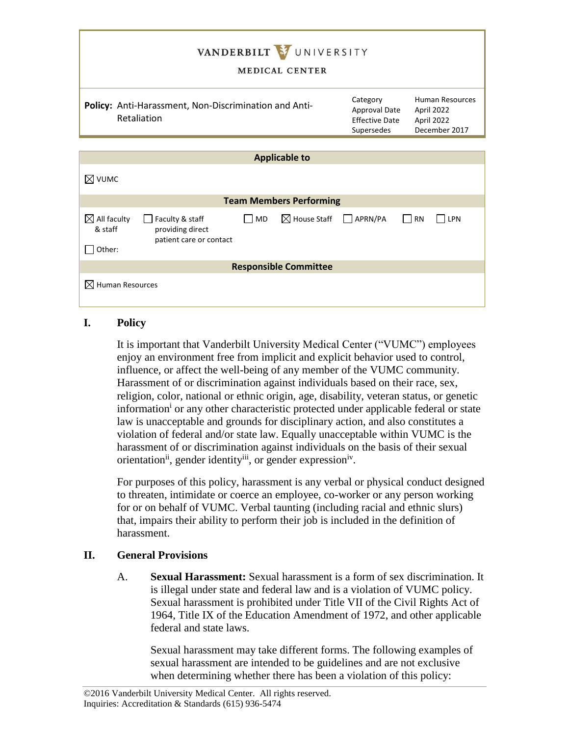VANDERBILT UNIVERSITY

MEDICAL CENTER

| **Policy:** Anti-Harassment, Non-Discrimination and Anti-Retaliation | Category | Human Resources |
|---|---|---|
| | Approval Date | April 2022 |
| | Effective Date | April 2022 |
| | Supersedes | December 2017 |

| **Applicable to** | | | | | | |
|---|---|---|---|---|---|---|
| ☒ VUMC | | | | | | |
| **Team Members Performing** | | | | | | |
| ☒ All faculty & staff | ☐ Faculty & staff providing direct patient care or contact | ☐ MD | ☒ House Staff | ☐ APRN/PA | ☐ RN | ☐ LPN |
| ☐ Other: | | | | | | |
| **Responsible Committee** | | | | | | |
| ☒ Human Resources | | | | | | |

## I. Policy

It is important that Vanderbilt University Medical Center ("VUMC") employees enjoy an environment free from implicit and explicit behavior used to control, influence, or affect the well-being of any member of the VUMC community. Harassment of or discrimination against individuals based on their race, sex, religion, color, national or ethnic origin, age, disability, veteran status, or genetic information[i] or any other characteristic protected under applicable federal or state law is unacceptable and grounds for disciplinary action, and also constitutes a violation of federal and/or state law. Equally unacceptable within VUMC is the harassment of or discrimination against individuals on the basis of their sexual orientation[ii], gender identity[iii], or gender expression[iv].

For purposes of this policy, harassment is any verbal or physical conduct designed to threaten, intimidate or coerce an employee, co-worker or any person working for or on behalf of VUMC. Verbal taunting (including racial and ethnic slurs) that, impairs their ability to perform their job is included in the definition of harassment.

## II. General Provisions

A. **Sexual Harassment:** Sexual harassment is a form of sex discrimination. It is illegal under state and federal law and is a violation of VUMC policy. Sexual harassment is prohibited under Title VII of the Civil Rights Act of 1964, Title IX of the Education Amendment of 1972, and other applicable federal and state laws.

Sexual harassment may take different forms. The following examples of sexual harassment are intended to be guidelines and are not exclusive when determining whether there has been a violation of this policy:

©2016 Vanderbilt University Medical Center. All rights reserved.
Inquiries: Accreditation & Standards (615) 936-5474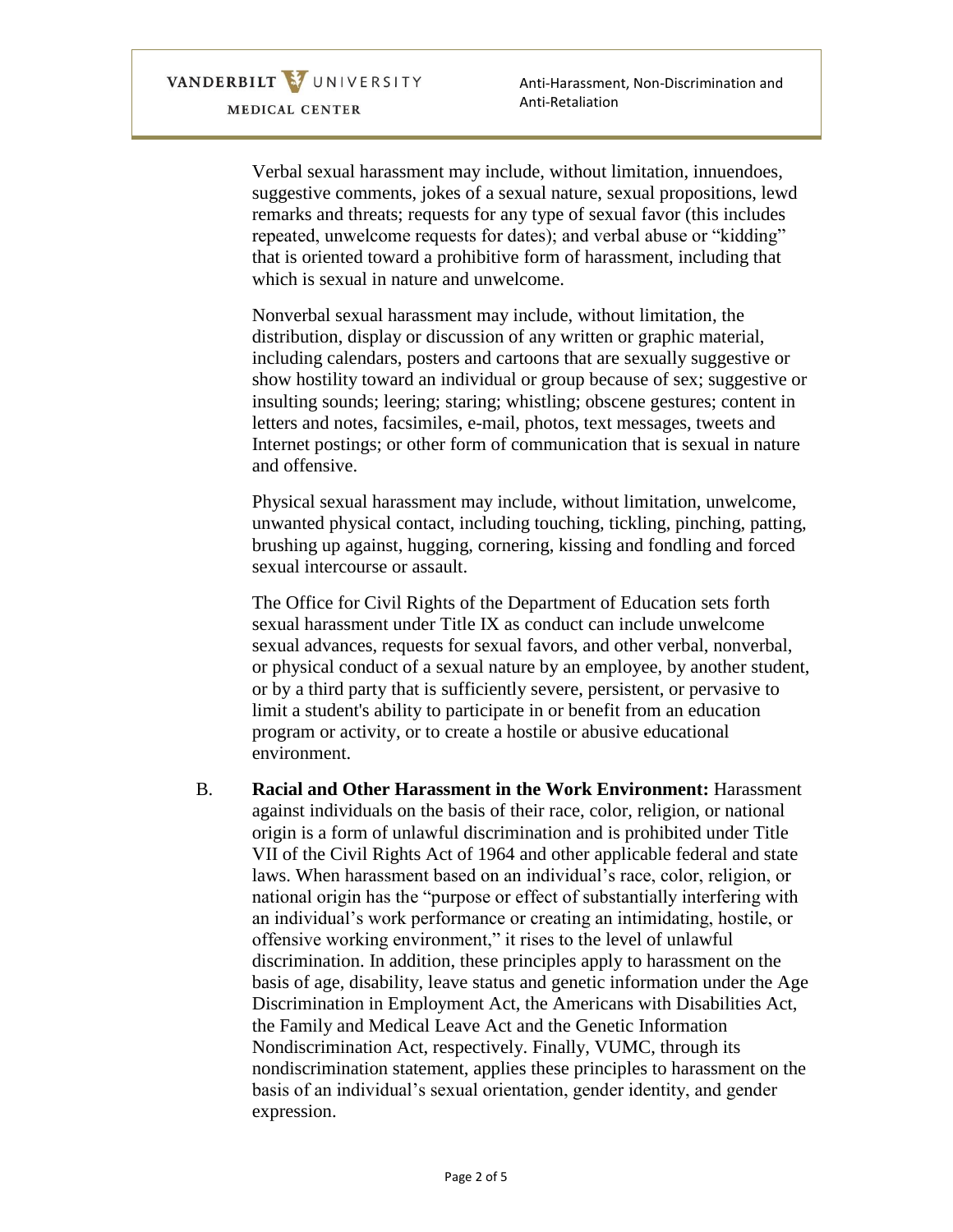Verbal sexual harassment may include, without limitation, innuendoes, suggestive comments, jokes of a sexual nature, sexual propositions, lewd remarks and threats; requests for any type of sexual favor (this includes repeated, unwelcome requests for dates); and verbal abuse or "kidding" that is oriented toward a prohibitive form of harassment, including that which is sexual in nature and unwelcome.

Nonverbal sexual harassment may include, without limitation, the distribution, display or discussion of any written or graphic material, including calendars, posters and cartoons that are sexually suggestive or show hostility toward an individual or group because of sex; suggestive or insulting sounds; leering; staring; whistling; obscene gestures; content in letters and notes, facsimiles, e-mail, photos, text messages, tweets and Internet postings; or other form of communication that is sexual in nature and offensive.

Physical sexual harassment may include, without limitation, unwelcome, unwanted physical contact, including touching, tickling, pinching, patting, brushing up against, hugging, cornering, kissing and fondling and forced sexual intercourse or assault.

The Office for Civil Rights of the Department of Education sets forth sexual harassment under Title IX as conduct can include unwelcome sexual advances, requests for sexual favors, and other verbal, nonverbal, or physical conduct of a sexual nature by an employee, by another student, or by a third party that is sufficiently severe, persistent, or pervasive to limit a student's ability to participate in or benefit from an education program or activity, or to create a hostile or abusive educational environment.

B. **Racial and Other Harassment in the Work Environment:** Harassment against individuals on the basis of their race, color, religion, or national origin is a form of unlawful discrimination and is prohibited under Title VII of the Civil Rights Act of 1964 and other applicable federal and state laws. When harassment based on an individual's race, color, religion, or national origin has the "purpose or effect of substantially interfering with an individual's work performance or creating an intimidating, hostile, or offensive working environment," it rises to the level of unlawful discrimination. In addition, these principles apply to harassment on the basis of age, disability, leave status and genetic information under the Age Discrimination in Employment Act, the Americans with Disabilities Act, the Family and Medical Leave Act and the Genetic Information Nondiscrimination Act, respectively. Finally, VUMC, through its nondiscrimination statement, applies these principles to harassment on the basis of an individual's sexual orientation, gender identity, and gender expression.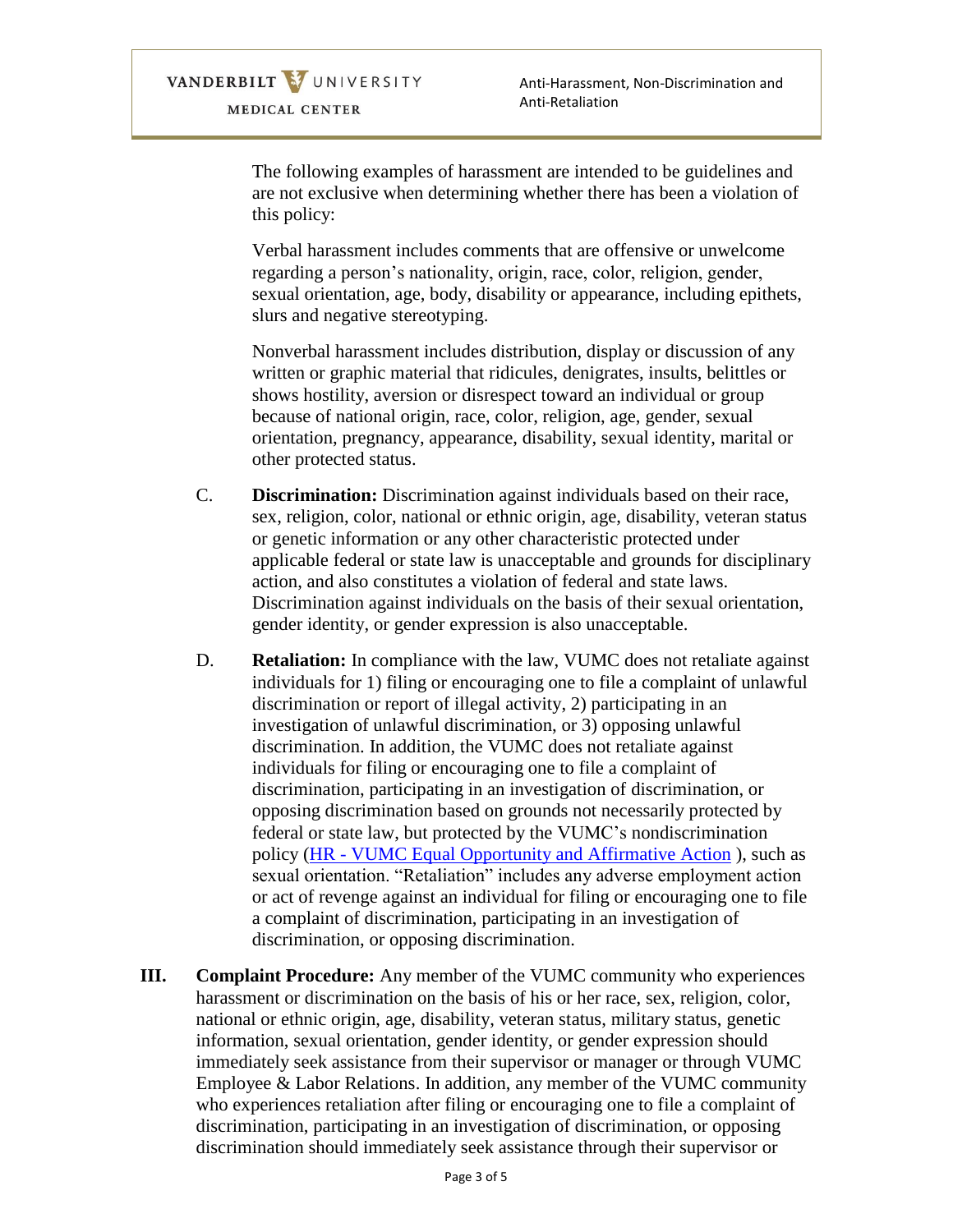The following examples of harassment are intended to be guidelines and are not exclusive when determining whether there has been a violation of this policy:

Verbal harassment includes comments that are offensive or unwelcome regarding a person's nationality, origin, race, color, religion, gender, sexual orientation, age, body, disability or appearance, including epithets, slurs and negative stereotyping.

Nonverbal harassment includes distribution, display or discussion of any written or graphic material that ridicules, denigrates, insults, belittles or shows hostility, aversion or disrespect toward an individual or group because of national origin, race, color, religion, age, gender, sexual orientation, pregnancy, appearance, disability, sexual identity, marital or other protected status.

C. **Discrimination:** Discrimination against individuals based on their race, sex, religion, color, national or ethnic origin, age, disability, veteran status or genetic information or any other characteristic protected under applicable federal or state law is unacceptable and grounds for disciplinary action, and also constitutes a violation of federal and state laws. Discrimination against individuals on the basis of their sexual orientation, gender identity, or gender expression is also unacceptable.

D. **Retaliation:** In compliance with the law, VUMC does not retaliate against individuals for 1) filing or encouraging one to file a complaint of unlawful discrimination or report of illegal activity, 2) participating in an investigation of unlawful discrimination, or 3) opposing unlawful discrimination. In addition, the VUMC does not retaliate against individuals for filing or encouraging one to file a complaint of discrimination, participating in an investigation of discrimination, or opposing discrimination based on grounds not necessarily protected by federal or state law, but protected by the VUMC's nondiscrimination policy (HR - VUMC Equal Opportunity and Affirmative Action ), such as sexual orientation. "Retaliation" includes any adverse employment action or act of revenge against an individual for filing or encouraging one to file a complaint of discrimination, participating in an investigation of discrimination, or opposing discrimination.

**III. Complaint Procedure:** Any member of the VUMC community who experiences harassment or discrimination on the basis of his or her race, sex, religion, color, national or ethnic origin, age, disability, veteran status, military status, genetic information, sexual orientation, gender identity, or gender expression should immediately seek assistance from their supervisor or manager or through VUMC Employee & Labor Relations. In addition, any member of the VUMC community who experiences retaliation after filing or encouraging one to file a complaint of discrimination, participating in an investigation of discrimination, or opposing discrimination should immediately seek assistance through their supervisor or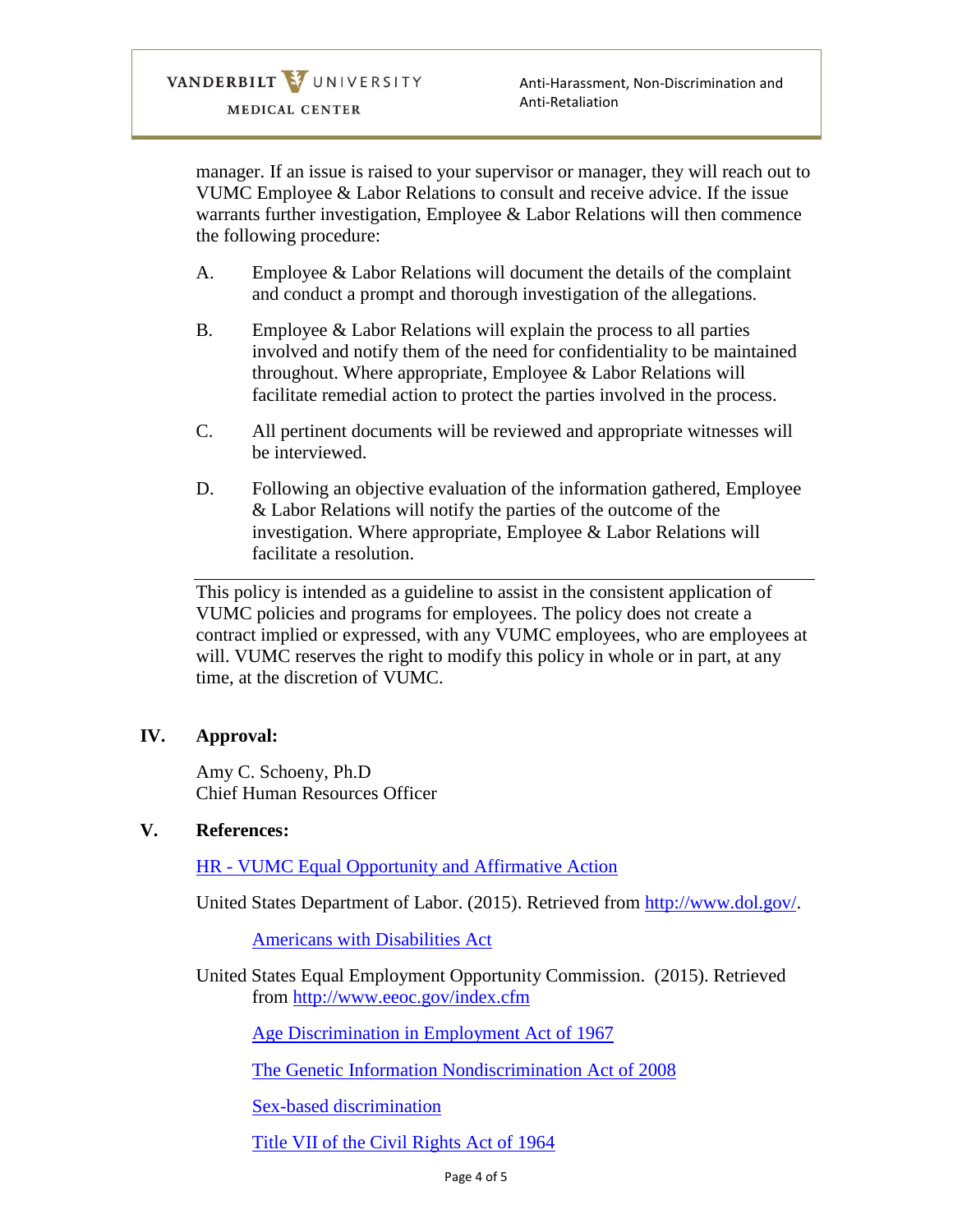manager. If an issue is raised to your supervisor or manager, they will reach out to VUMC Employee & Labor Relations to consult and receive advice. If the issue warrants further investigation, Employee & Labor Relations will then commence the following procedure:

A. Employee & Labor Relations will document the details of the complaint and conduct a prompt and thorough investigation of the allegations.

B. Employee & Labor Relations will explain the process to all parties involved and notify them of the need for confidentiality to be maintained throughout. Where appropriate, Employee & Labor Relations will facilitate remedial action to protect the parties involved in the process.

C. All pertinent documents will be reviewed and appropriate witnesses will be interviewed.

D. Following an objective evaluation of the information gathered, Employee & Labor Relations will notify the parties of the outcome of the investigation. Where appropriate, Employee & Labor Relations will facilitate a resolution.

---

This policy is intended as a guideline to assist in the consistent application of VUMC policies and programs for employees. The policy does not create a contract implied or expressed, with any VUMC employees, who are employees at will. VUMC reserves the right to modify this policy in whole or in part, at any time, at the discretion of VUMC.

## IV. Approval:

Amy C. Schoeny, Ph.D
Chief Human Resources Officer

## V. References:

HR - VUMC Equal Opportunity and Affirmative Action

United States Department of Labor. (2015). Retrieved from http://www.dol.gov/.

Americans with Disabilities Act

United States Equal Employment Opportunity Commission. (2015). Retrieved from http://www.eeoc.gov/index.cfm

Age Discrimination in Employment Act of 1967

The Genetic Information Nondiscrimination Act of 2008

Sex-based discrimination

Title VII of the Civil Rights Act of 1964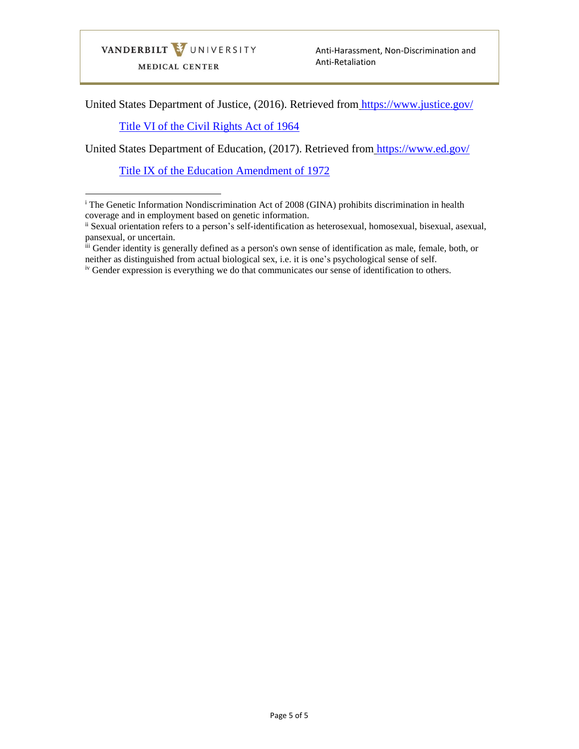United States Department of Justice, (2016). Retrieved from https://www.justice.gov/

Title VI of the Civil Rights Act of 1964

United States Department of Education, (2017). Retrieved from https://www.ed.gov/

Title IX of the Education Amendment of 1972

---

[i] The Genetic Information Nondiscrimination Act of 2008 (GINA) prohibits discrimination in health coverage and in employment based on genetic information.

[ii] Sexual orientation refers to a person's self-identification as heterosexual, homosexual, bisexual, asexual, pansexual, or uncertain.

[iii] Gender identity is generally defined as a person's own sense of identification as male, female, both, or neither as distinguished from actual biological sex, i.e. it is one's psychological sense of self.

[iv] Gender expression is everything we do that communicates our sense of identification to others.